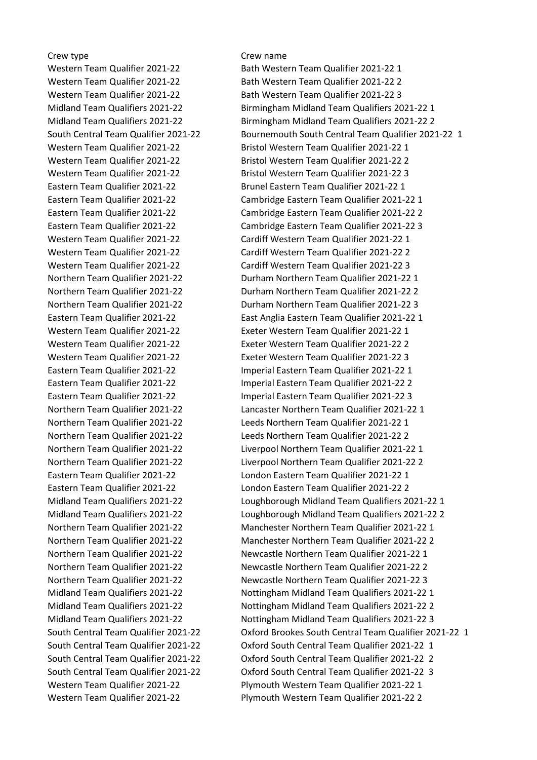| Crew type | Crew name |
| --- | --- |
| Western Team Qualifier 2021-22 | Bath Western Team Qualifier 2021-22 1 |
| Western Team Qualifier 2021-22 | Bath Western Team Qualifier 2021-22 2 |
| Western Team Qualifier 2021-22 | Bath Western Team Qualifier 2021-22 3 |
| Midland Team Qualifiers 2021-22 | Birmingham Midland Team Qualifiers 2021-22 1 |
| Midland Team Qualifiers 2021-22 | Birmingham Midland Team Qualifiers 2021-22 2 |
| South Central Team Qualifier 2021-22 | Bournemouth South Central Team Qualifier 2021-22 1 |
| Western Team Qualifier 2021-22 | Bristol Western Team Qualifier 2021-22 1 |
| Western Team Qualifier 2021-22 | Bristol Western Team Qualifier 2021-22 2 |
| Western Team Qualifier 2021-22 | Bristol Western Team Qualifier 2021-22 3 |
| Eastern Team Qualifier 2021-22 | Brunel Eastern Team Qualifier 2021-22 1 |
| Eastern Team Qualifier 2021-22 | Cambridge Eastern Team Qualifier 2021-22 1 |
| Eastern Team Qualifier 2021-22 | Cambridge Eastern Team Qualifier 2021-22 2 |
| Eastern Team Qualifier 2021-22 | Cambridge Eastern Team Qualifier 2021-22 3 |
| Western Team Qualifier 2021-22 | Cardiff Western Team Qualifier 2021-22 1 |
| Western Team Qualifier 2021-22 | Cardiff Western Team Qualifier 2021-22 2 |
| Western Team Qualifier 2021-22 | Cardiff Western Team Qualifier 2021-22 3 |
| Northern Team Qualifier 2021-22 | Durham Northern Team Qualifier 2021-22 1 |
| Northern Team Qualifier 2021-22 | Durham Northern Team Qualifier 2021-22 2 |
| Northern Team Qualifier 2021-22 | Durham Northern Team Qualifier 2021-22 3 |
| Eastern Team Qualifier 2021-22 | East Anglia Eastern Team Qualifier 2021-22 1 |
| Western Team Qualifier 2021-22 | Exeter Western Team Qualifier 2021-22 1 |
| Western Team Qualifier 2021-22 | Exeter Western Team Qualifier 2021-22 2 |
| Western Team Qualifier 2021-22 | Exeter Western Team Qualifier 2021-22 3 |
| Eastern Team Qualifier 2021-22 | Imperial Eastern Team Qualifier 2021-22 1 |
| Eastern Team Qualifier 2021-22 | Imperial Eastern Team Qualifier 2021-22 2 |
| Eastern Team Qualifier 2021-22 | Imperial Eastern Team Qualifier 2021-22 3 |
| Northern Team Qualifier 2021-22 | Lancaster Northern Team Qualifier 2021-22 1 |
| Northern Team Qualifier 2021-22 | Leeds Northern Team Qualifier 2021-22 1 |
| Northern Team Qualifier 2021-22 | Leeds Northern Team Qualifier 2021-22 2 |
| Northern Team Qualifier 2021-22 | Liverpool Northern Team Qualifier 2021-22 1 |
| Northern Team Qualifier 2021-22 | Liverpool Northern Team Qualifier 2021-22 2 |
| Eastern Team Qualifier 2021-22 | London Eastern Team Qualifier 2021-22 1 |
| Eastern Team Qualifier 2021-22 | London Eastern Team Qualifier 2021-22 2 |
| Midland Team Qualifiers 2021-22 | Loughborough Midland Team Qualifiers 2021-22 1 |
| Midland Team Qualifiers 2021-22 | Loughborough Midland Team Qualifiers 2021-22 2 |
| Northern Team Qualifier 2021-22 | Manchester Northern Team Qualifier 2021-22 1 |
| Northern Team Qualifier 2021-22 | Manchester Northern Team Qualifier 2021-22 2 |
| Northern Team Qualifier 2021-22 | Newcastle Northern Team Qualifier 2021-22 1 |
| Northern Team Qualifier 2021-22 | Newcastle Northern Team Qualifier 2021-22 2 |
| Northern Team Qualifier 2021-22 | Newcastle Northern Team Qualifier 2021-22 3 |
| Midland Team Qualifiers 2021-22 | Nottingham Midland Team Qualifiers 2021-22 1 |
| Midland Team Qualifiers 2021-22 | Nottingham Midland Team Qualifiers 2021-22 2 |
| Midland Team Qualifiers 2021-22 | Nottingham Midland Team Qualifiers 2021-22 3 |
| South Central Team Qualifier 2021-22 | Oxford Brookes South Central Team Qualifier 2021-22 1 |
| South Central Team Qualifier 2021-22 | Oxford South Central Team Qualifier 2021-22 1 |
| South Central Team Qualifier 2021-22 | Oxford South Central Team Qualifier 2021-22 2 |
| South Central Team Qualifier 2021-22 | Oxford South Central Team Qualifier 2021-22 3 |
| Western Team Qualifier 2021-22 | Plymouth Western Team Qualifier 2021-22 1 |
| Western Team Qualifier 2021-22 | Plymouth Western Team Qualifier 2021-22 2 |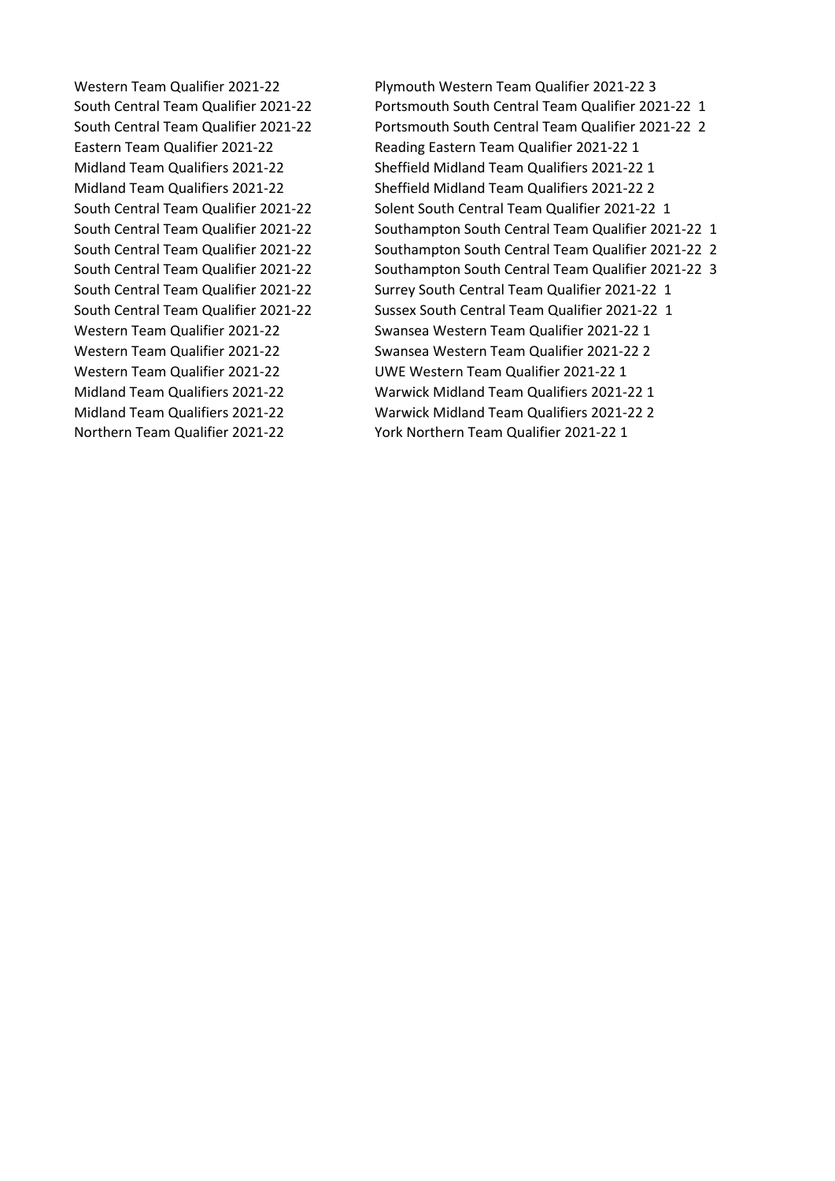| | |
|---|---|
| Western Team Qualifier 2021-22 | Plymouth Western Team Qualifier 2021-22 3 |
| South Central Team Qualifier 2021-22 | Portsmouth South Central Team Qualifier 2021-22 1 |
| South Central Team Qualifier 2021-22 | Portsmouth South Central Team Qualifier 2021-22 2 |
| Eastern Team Qualifier 2021-22 | Reading Eastern Team Qualifier 2021-22 1 |
| Midland Team Qualifiers 2021-22 | Sheffield Midland Team Qualifiers 2021-22 1 |
| Midland Team Qualifiers 2021-22 | Sheffield Midland Team Qualifiers 2021-22 2 |
| South Central Team Qualifier 2021-22 | Solent South Central Team Qualifier 2021-22 1 |
| South Central Team Qualifier 2021-22 | Southampton South Central Team Qualifier 2021-22 1 |
| South Central Team Qualifier 2021-22 | Southampton South Central Team Qualifier 2021-22 2 |
| South Central Team Qualifier 2021-22 | Southampton South Central Team Qualifier 2021-22 3 |
| South Central Team Qualifier 2021-22 | Surrey South Central Team Qualifier 2021-22 1 |
| South Central Team Qualifier 2021-22 | Sussex South Central Team Qualifier 2021-22 1 |
| Western Team Qualifier 2021-22 | Swansea Western Team Qualifier 2021-22 1 |
| Western Team Qualifier 2021-22 | Swansea Western Team Qualifier 2021-22 2 |
| Western Team Qualifier 2021-22 | UWE Western Team Qualifier 2021-22 1 |
| Midland Team Qualifiers 2021-22 | Warwick Midland Team Qualifiers 2021-22 1 |
| Midland Team Qualifiers 2021-22 | Warwick Midland Team Qualifiers 2021-22 2 |
| Northern Team Qualifier 2021-22 | York Northern Team Qualifier 2021-22 1 |